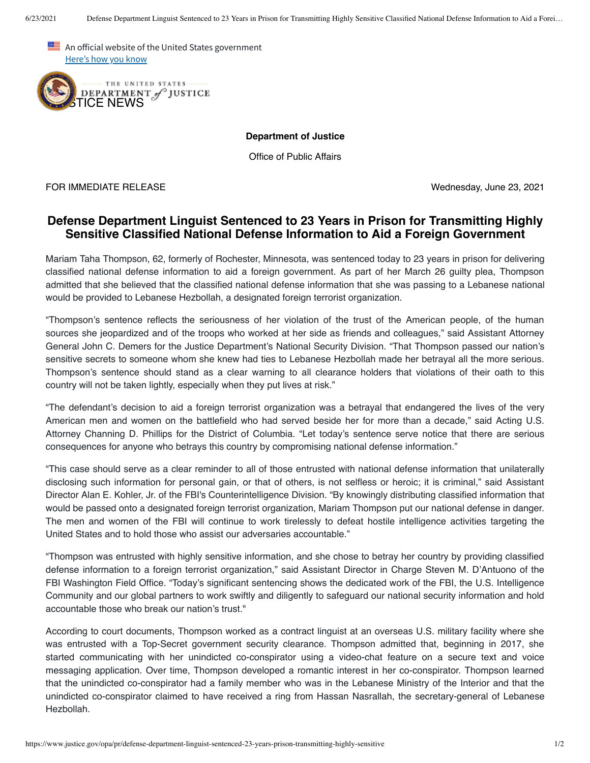An official website of the United States government
Here's how you know

THE UNITED STATES DEPARTMENT of JUSTICE

JUSTICE NEWS

**Department of Justice**

Office of Public Affairs

FOR IMMEDIATE RELEASE

Wednesday, June 23, 2021

## Defense Department Linguist Sentenced to 23 Years in Prison for Transmitting Highly Sensitive Classified National Defense Information to Aid a Foreign Government

Mariam Taha Thompson, 62, formerly of Rochester, Minnesota, was sentenced today to 23 years in prison for delivering classified national defense information to aid a foreign government. As part of her March 26 guilty plea, Thompson admitted that she believed that the classified national defense information that she was passing to a Lebanese national would be provided to Lebanese Hezbollah, a designated foreign terrorist organization.

"Thompson's sentence reflects the seriousness of her violation of the trust of the American people, of the human sources she jeopardized and of the troops who worked at her side as friends and colleagues," said Assistant Attorney General John C. Demers for the Justice Department's National Security Division. "That Thompson passed our nation's sensitive secrets to someone whom she knew had ties to Lebanese Hezbollah made her betrayal all the more serious. Thompson's sentence should stand as a clear warning to all clearance holders that violations of their oath to this country will not be taken lightly, especially when they put lives at risk."

"The defendant's decision to aid a foreign terrorist organization was a betrayal that endangered the lives of the very American men and women on the battlefield who had served beside her for more than a decade," said Acting U.S. Attorney Channing D. Phillips for the District of Columbia. "Let today's sentence serve notice that there are serious consequences for anyone who betrays this country by compromising national defense information."

"This case should serve as a clear reminder to all of those entrusted with national defense information that unilaterally disclosing such information for personal gain, or that of others, is not selfless or heroic; it is criminal," said Assistant Director Alan E. Kohler, Jr. of the FBI's Counterintelligence Division. "By knowingly distributing classified information that would be passed onto a designated foreign terrorist organization, Mariam Thompson put our national defense in danger. The men and women of the FBI will continue to work tirelessly to defeat hostile intelligence activities targeting the United States and to hold those who assist our adversaries accountable."

"Thompson was entrusted with highly sensitive information, and she chose to betray her country by providing classified defense information to a foreign terrorist organization," said Assistant Director in Charge Steven M. D'Antuono of the FBI Washington Field Office. "Today's significant sentencing shows the dedicated work of the FBI, the U.S. Intelligence Community and our global partners to work swiftly and diligently to safeguard our national security information and hold accountable those who break our nation's trust."

According to court documents, Thompson worked as a contract linguist at an overseas U.S. military facility where she was entrusted with a Top-Secret government security clearance. Thompson admitted that, beginning in 2017, she started communicating with her unindicted co-conspirator using a video-chat feature on a secure text and voice messaging application. Over time, Thompson developed a romantic interest in her co-conspirator. Thompson learned that the unindicted co-conspirator had a family member who was in the Lebanese Ministry of the Interior and that the unindicted co-conspirator claimed to have received a ring from Hassan Nasrallah, the secretary-general of Lebanese Hezbollah.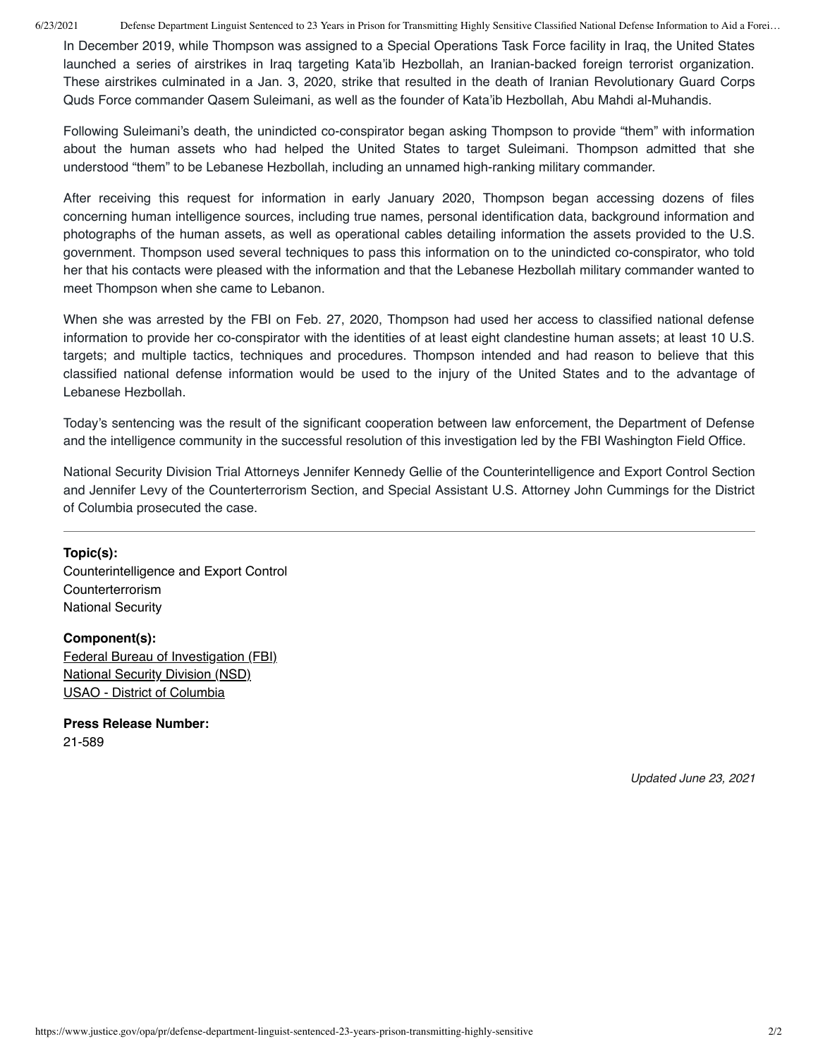In December 2019, while Thompson was assigned to a Special Operations Task Force facility in Iraq, the United States launched a series of airstrikes in Iraq targeting Kata'ib Hezbollah, an Iranian-backed foreign terrorist organization. These airstrikes culminated in a Jan. 3, 2020, strike that resulted in the death of Iranian Revolutionary Guard Corps Quds Force commander Qasem Suleimani, as well as the founder of Kata'ib Hezbollah, Abu Mahdi al-Muhandis.

Following Suleimani's death, the unindicted co-conspirator began asking Thompson to provide "them" with information about the human assets who had helped the United States to target Suleimani. Thompson admitted that she understood "them" to be Lebanese Hezbollah, including an unnamed high-ranking military commander.

After receiving this request for information in early January 2020, Thompson began accessing dozens of files concerning human intelligence sources, including true names, personal identification data, background information and photographs of the human assets, as well as operational cables detailing information the assets provided to the U.S. government. Thompson used several techniques to pass this information on to the unindicted co-conspirator, who told her that his contacts were pleased with the information and that the Lebanese Hezbollah military commander wanted to meet Thompson when she came to Lebanon.

When she was arrested by the FBI on Feb. 27, 2020, Thompson had used her access to classified national defense information to provide her co-conspirator with the identities of at least eight clandestine human assets; at least 10 U.S. targets; and multiple tactics, techniques and procedures. Thompson intended and had reason to believe that this classified national defense information would be used to the injury of the United States and to the advantage of Lebanese Hezbollah.

Today's sentencing was the result of the significant cooperation between law enforcement, the Department of Defense and the intelligence community in the successful resolution of this investigation led by the FBI Washington Field Office.

National Security Division Trial Attorneys Jennifer Kennedy Gellie of the Counterintelligence and Export Control Section and Jennifer Levy of the Counterterrorism Section, and Special Assistant U.S. Attorney John Cummings for the District of Columbia prosecuted the case.

---

**Topic(s):**
Counterintelligence and Export Control
Counterterrorism
National Security

**Component(s):**
Federal Bureau of Investigation (FBI)
National Security Division (NSD)
USAO - District of Columbia

**Press Release Number:**
21-589

*Updated June 23, 2021*